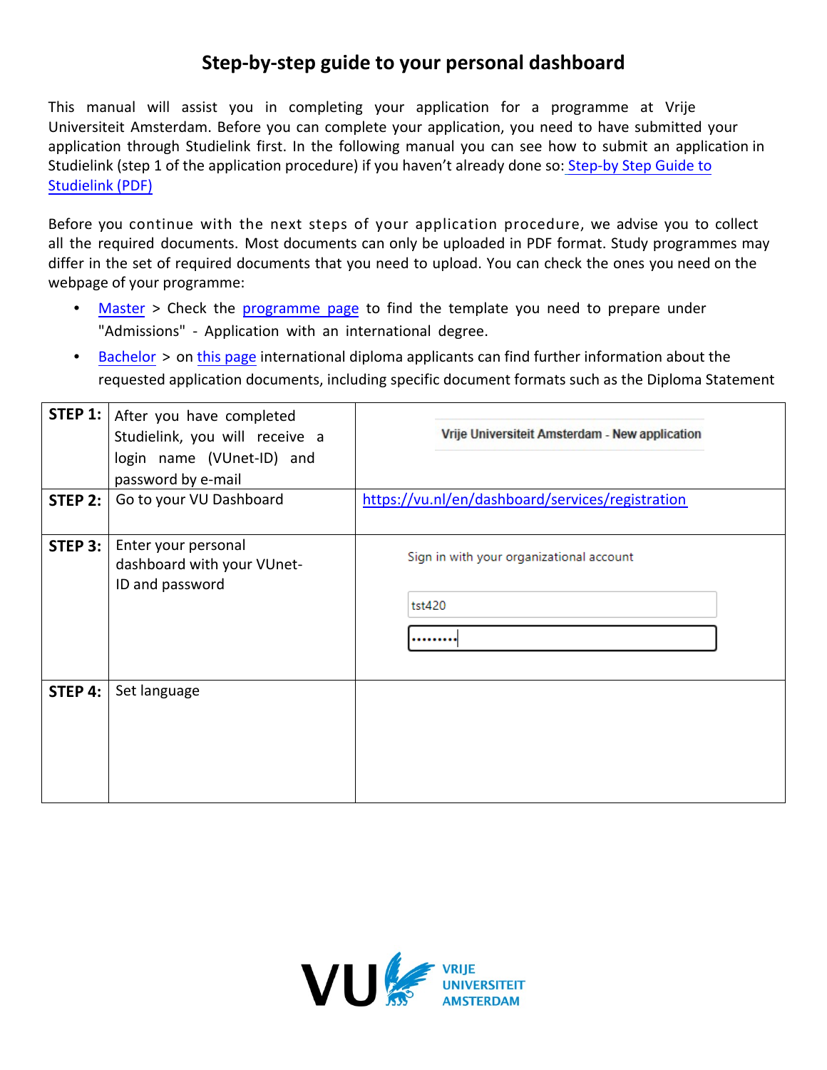# Step-by-step guide to your personal dashboard

This manual will assist you in completing your application for a programme at Vrije Universiteit Amsterdam. Before you can complete your application, you need to have submitted your application through Studielink first. In the following manual you can see how to submit an application in Studielink (step 1 of the application procedure) if you haven't already done so: [Step-by Step Guide to Studielink (PDF)]

Before you continue with the next steps of your application procedure, we advise you to collect all the required documents. Most documents can only be uploaded in PDF format. Study programmes may differ in the set of required documents that you need to upload. You can check the ones you need on the webpage of your programme:

- Master > Check the programme page to find the template you need to prepare under "Admissions" - Application with an international degree.
- Bachelor > on this page international diploma applicants can find further information about the requested application documents, including specific document formats such as the Diploma Statement

| | | |
|---|---|---|
| **STEP 1:** | After you have completed Studielink, you will receive a login name (VUnet-ID) and password by e-mail | Vrije Universiteit Amsterdam - New application |
| **STEP 2:** | Go to your VU Dashboard | https://vu.nl/en/dashboard/services/registration |
| **STEP 3:** | Enter your personal dashboard with your VUnet-ID and password | Sign in with your organizational account<br>tst420<br>••••••••• |
| **STEP 4:** | Set language | |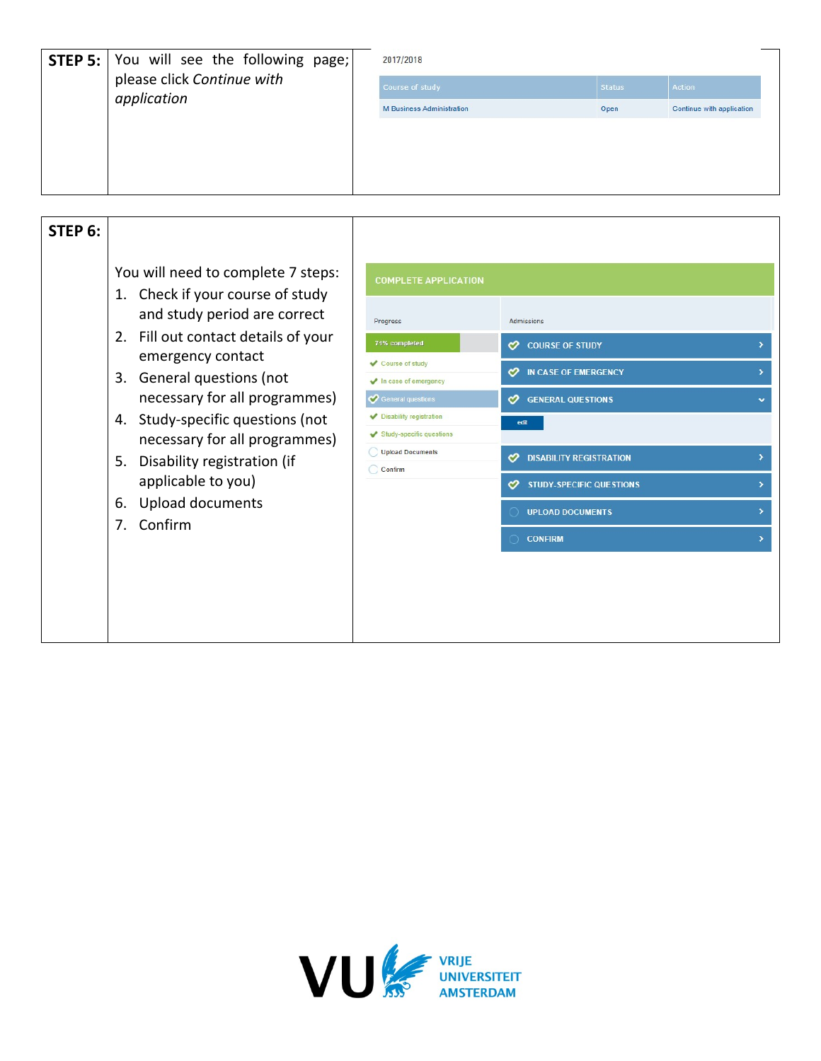**STEP 5:** You will see the following page; please click *Continue with application*

2017/2018

| Course of study | Status | Action |
| --- | --- | --- |
| M Business Administration | Open | Continue with application |

**STEP 6:**

You will need to complete 7 steps:

1. Check if your course of study and study period are correct
2. Fill out contact details of your emergency contact
3. General questions (not necessary for all programmes)
4. Study-specific questions (not necessary for all programmes)
5. Disability registration (if applicable to you)
6. Upload documents
7. Confirm

COMPLETE APPLICATION

Progress

71% completed

- Course of study
- In case of emergency
- General questions
- Disability registration
- Study-specific questions
- Upload Documents
- Confirm

Admissions

- COURSE OF STUDY
- IN CASE OF EMERGENCY
- GENERAL QUESTIONS
  - edit
- DISABILITY REGISTRATION
- STUDY-SPECIFIC QUESTIONS
- UPLOAD DOCUMENTS
- CONFIRM

VU VRIJE UNIVERSITEIT AMSTERDAM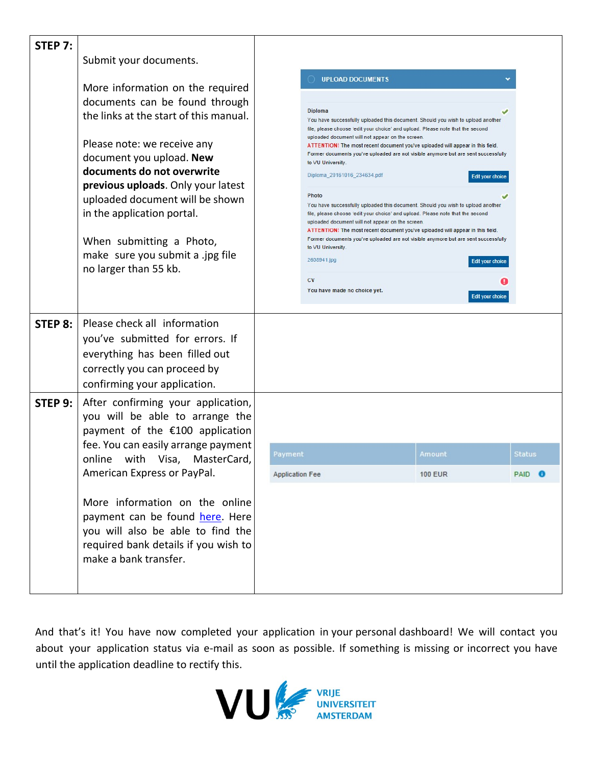| | | |
|---|---|---|
| **STEP 7:** | Submit your documents.<br><br>More information on the required documents can be found through the links at the start of this manual.<br><br>Please note: we receive any document you upload. **New documents do not overwrite previous uploads**. Only your latest uploaded document will be shown in the application portal.<br><br>When submitting a Photo, make sure you submit a .jpg file no larger than 55 kb. | UPLOAD DOCUMENTS<br><br>Diploma<br>You have successfully uploaded this document. Should you wish to upload another file, please choose 'edit your choice' and upload. Please note that the second uploaded document will not appear on the screen.<br>ATTENTION! The most recent document you've uploaded will appear in this field. Former documents you've uploaded are not visible anymore but are sent successfully to VU University.<br>Diploma_20161016_234634.pdf — Edit your choice<br><br>Photo<br>You have successfully uploaded this document. Should you wish to upload another file, please choose 'edit your choice' and upload. Please note that the second uploaded document will not appear on the screen.<br>ATTENTION! The most recent document you've uploaded will appear in this field. Former documents you've uploaded are not visible anymore but are sent successfully to VU University.<br>2608941.jpg — Edit your choice<br><br>CV<br>You have made no choice yet. — Edit your choice |
| **STEP 8:** | Please check all information you've submitted for errors. If everything has been filled out correctly you can proceed by confirming your application. | |
| **STEP 9:** | After confirming your application, you will be able to arrange the payment of the €100 application fee. You can easily arrange payment online with Visa, MasterCard, American Express or PayPal.<br><br>More information on the online payment can be found here. Here you will also be able to find the required bank details if you wish to make a bank transfer. | Payment: Application Fee — Amount: 100 EUR — Status: PAID |

And that's it! You have now completed your application in your personal dashboard! We will contact you about your application status via e-mail as soon as possible. If something is missing or incorrect you have until the application deadline to rectify this.

VU VRIJE UNIVERSITEIT AMSTERDAM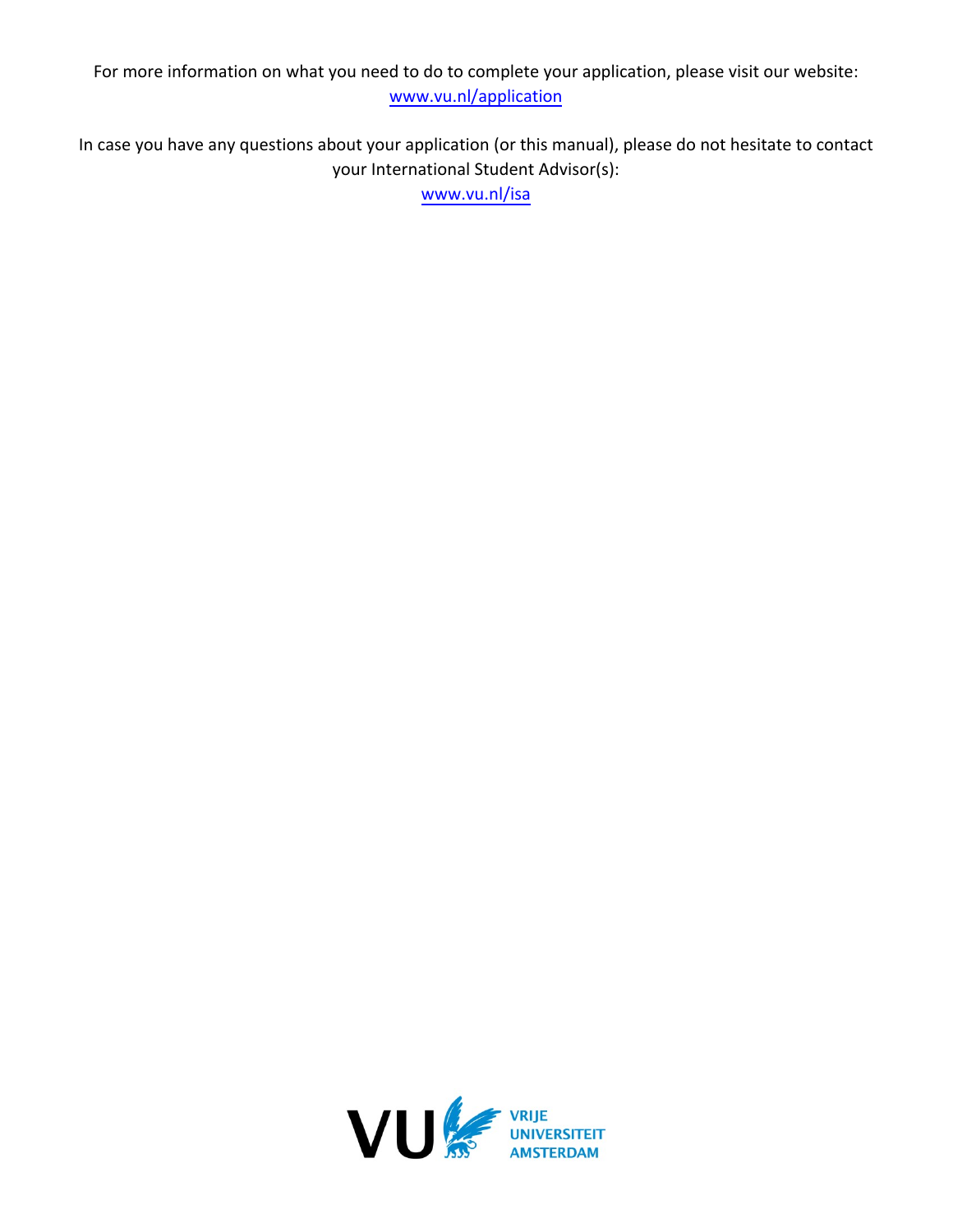For more information on what you need to do to complete your application, please visit our website: www.vu.nl/application

In case you have any questions about your application (or this manual), please do not hesitate to contact your International Student Advisor(s):
www.vu.nl/isa

VU VRIJE UNIVERSITEIT AMSTERDAM